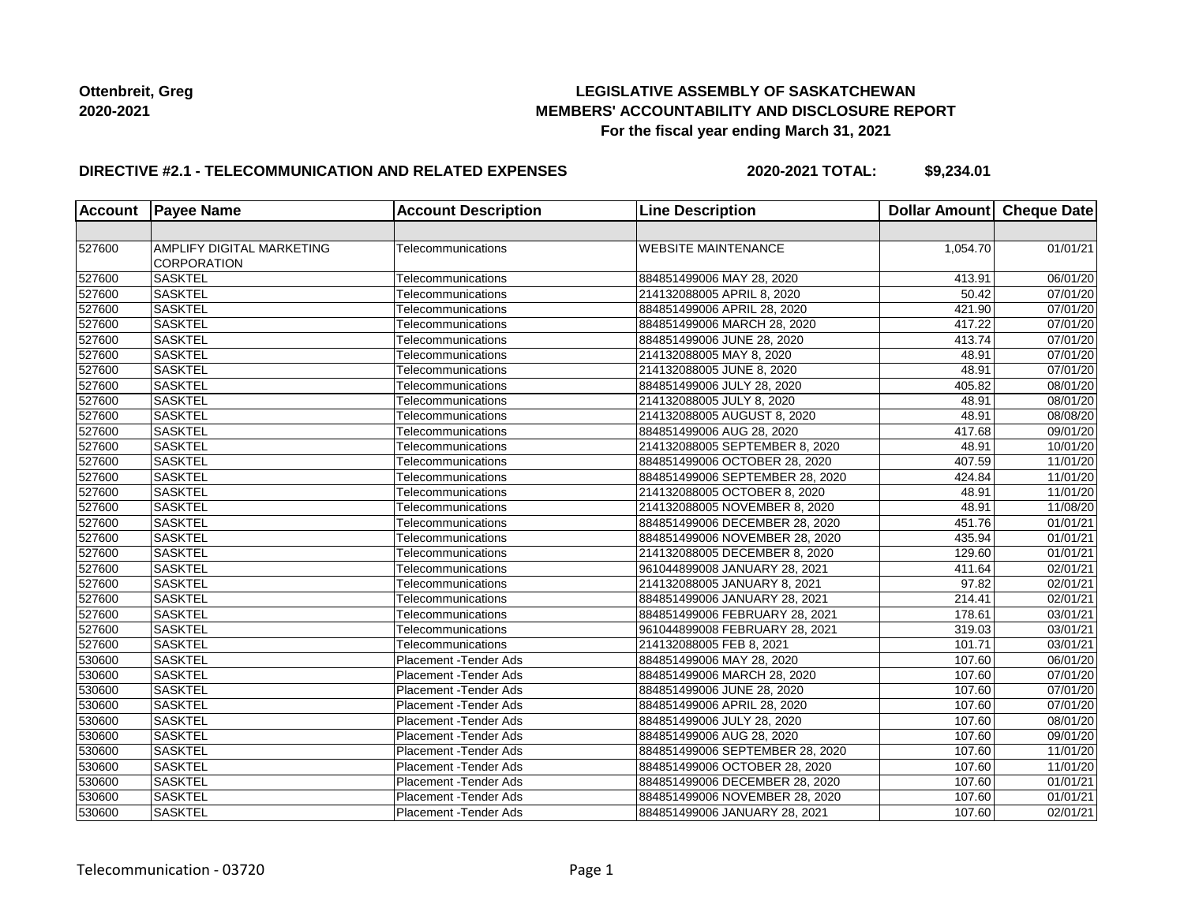**Ottenbreit, Greg**
**2020-2021**

**LEGISLATIVE ASSEMBLY OF SASKATCHEWAN**
**MEMBERS' ACCOUNTABILITY AND DISCLOSURE REPORT**
**For the fiscal year ending March 31, 2021**

**DIRECTIVE #2.1 - TELECOMMUNICATION AND RELATED EXPENSES** **2020-2021 TOTAL: $9,234.01**

| Account | Payee Name | Account Description | Line Description | Dollar Amount | Cheque Date |
|---|---|---|---|---|---|
| | | | | | |
| 527600 | AMPLIFY DIGITAL MARKETING CORPORATION | Telecommunications | WEBSITE MAINTENANCE | 1,054.70 | 01/01/21 |
| 527600 | SASKTEL | Telecommunications | 884851499006 MAY 28, 2020 | 413.91 | 06/01/20 |
| 527600 | SASKTEL | Telecommunications | 214132088005 APRIL 8, 2020 | 50.42 | 07/01/20 |
| 527600 | SASKTEL | Telecommunications | 884851499006 APRIL 28, 2020 | 421.90 | 07/01/20 |
| 527600 | SASKTEL | Telecommunications | 884851499006 MARCH 28, 2020 | 417.22 | 07/01/20 |
| 527600 | SASKTEL | Telecommunications | 884851499006 JUNE 28, 2020 | 413.74 | 07/01/20 |
| 527600 | SASKTEL | Telecommunications | 214132088005 MAY 8, 2020 | 48.91 | 07/01/20 |
| 527600 | SASKTEL | Telecommunications | 214132088005 JUNE 8, 2020 | 48.91 | 07/01/20 |
| 527600 | SASKTEL | Telecommunications | 884851499006 JULY 28, 2020 | 405.82 | 08/01/20 |
| 527600 | SASKTEL | Telecommunications | 214132088005 JULY 8, 2020 | 48.91 | 08/01/20 |
| 527600 | SASKTEL | Telecommunications | 214132088005 AUGUST 8, 2020 | 48.91 | 08/08/20 |
| 527600 | SASKTEL | Telecommunications | 884851499006 AUG 28, 2020 | 417.68 | 09/01/20 |
| 527600 | SASKTEL | Telecommunications | 214132088005 SEPTEMBER 8, 2020 | 48.91 | 10/01/20 |
| 527600 | SASKTEL | Telecommunications | 884851499006 OCTOBER 28, 2020 | 407.59 | 11/01/20 |
| 527600 | SASKTEL | Telecommunications | 884851499006 SEPTEMBER 28, 2020 | 424.84 | 11/01/20 |
| 527600 | SASKTEL | Telecommunications | 214132088005 OCTOBER 8, 2020 | 48.91 | 11/01/20 |
| 527600 | SASKTEL | Telecommunications | 214132088005 NOVEMBER 8, 2020 | 48.91 | 11/08/20 |
| 527600 | SASKTEL | Telecommunications | 884851499006 DECEMBER 28, 2020 | 451.76 | 01/01/21 |
| 527600 | SASKTEL | Telecommunications | 884851499006 NOVEMBER 28, 2020 | 435.94 | 01/01/21 |
| 527600 | SASKTEL | Telecommunications | 214132088005 DECEMBER 8, 2020 | 129.60 | 01/01/21 |
| 527600 | SASKTEL | Telecommunications | 961044899008 JANUARY 28, 2021 | 411.64 | 02/01/21 |
| 527600 | SASKTEL | Telecommunications | 214132088005 JANUARY 8, 2021 | 97.82 | 02/01/21 |
| 527600 | SASKTEL | Telecommunications | 884851499006 JANUARY 28, 2021 | 214.41 | 02/01/21 |
| 527600 | SASKTEL | Telecommunications | 884851499006 FEBRUARY 28, 2021 | 178.61 | 03/01/21 |
| 527600 | SASKTEL | Telecommunications | 961044899008 FEBRUARY 28, 2021 | 319.03 | 03/01/21 |
| 527600 | SASKTEL | Telecommunications | 214132088005 FEB 8, 2021 | 101.71 | 03/01/21 |
| 530600 | SASKTEL | Placement -Tender Ads | 884851499006 MAY 28, 2020 | 107.60 | 06/01/20 |
| 530600 | SASKTEL | Placement -Tender Ads | 884851499006 MARCH 28, 2020 | 107.60 | 07/01/20 |
| 530600 | SASKTEL | Placement -Tender Ads | 884851499006 JUNE 28, 2020 | 107.60 | 07/01/20 |
| 530600 | SASKTEL | Placement -Tender Ads | 884851499006 APRIL 28, 2020 | 107.60 | 07/01/20 |
| 530600 | SASKTEL | Placement -Tender Ads | 884851499006 JULY 28, 2020 | 107.60 | 08/01/20 |
| 530600 | SASKTEL | Placement -Tender Ads | 884851499006 AUG 28, 2020 | 107.60 | 09/01/20 |
| 530600 | SASKTEL | Placement -Tender Ads | 884851499006 SEPTEMBER 28, 2020 | 107.60 | 11/01/20 |
| 530600 | SASKTEL | Placement -Tender Ads | 884851499006 OCTOBER 28, 2020 | 107.60 | 11/01/20 |
| 530600 | SASKTEL | Placement -Tender Ads | 884851499006 DECEMBER 28, 2020 | 107.60 | 01/01/21 |
| 530600 | SASKTEL | Placement -Tender Ads | 884851499006 NOVEMBER 28, 2020 | 107.60 | 01/01/21 |
| 530600 | SASKTEL | Placement -Tender Ads | 884851499006 JANUARY 28, 2021 | 107.60 | 02/01/21 |

Telecommunication - 03720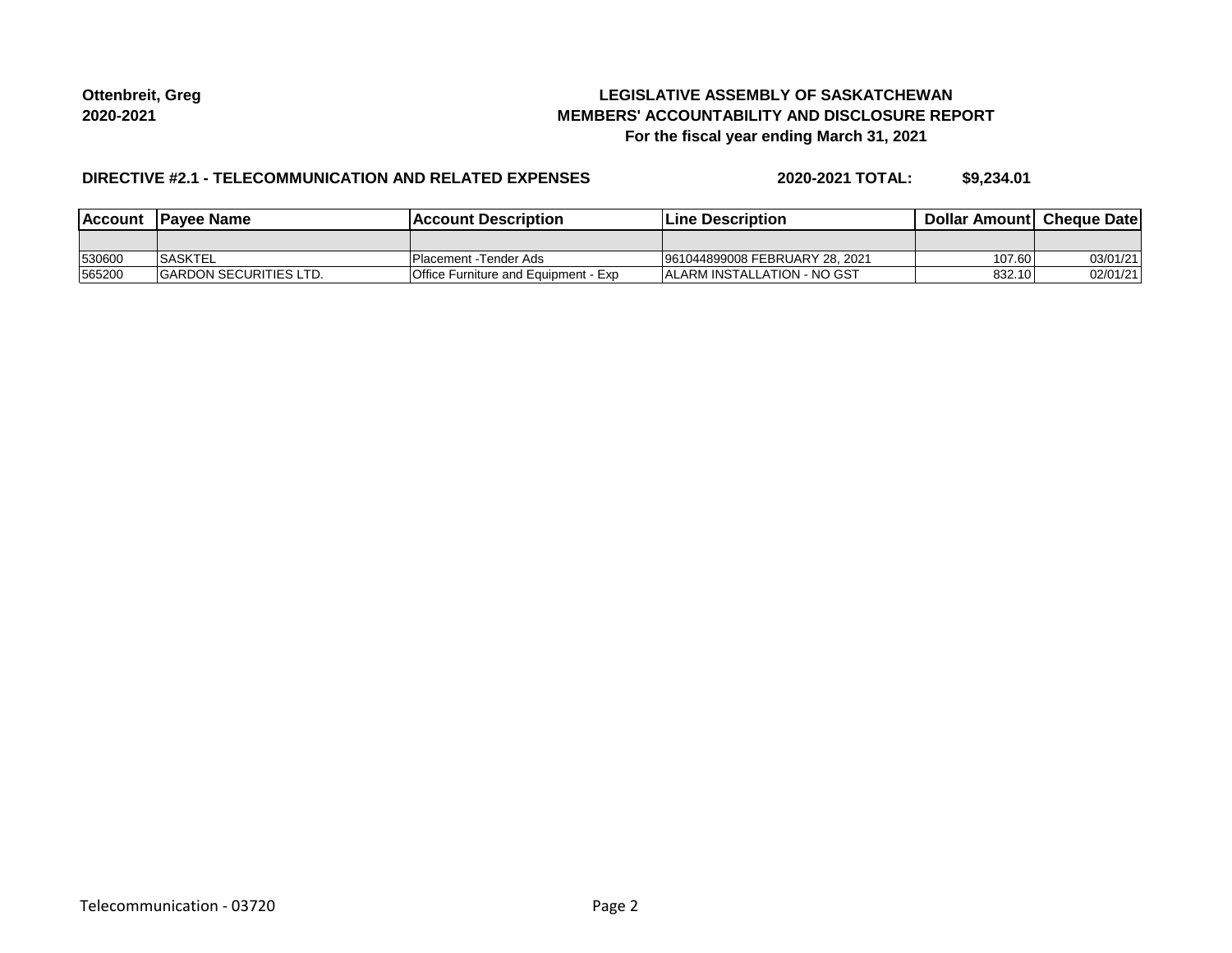**Ottenbreit, Greg**
**2020-2021**

**LEGISLATIVE ASSEMBLY OF SASKATCHEWAN**
**MEMBERS' ACCOUNTABILITY AND DISCLOSURE REPORT**
**For the fiscal year ending March 31, 2021**

**DIRECTIVE #2.1 - TELECOMMUNICATION AND RELATED EXPENSES** **2020-2021 TOTAL: $9,234.01**

| Account | Payee Name | Account Description | Line Description | Dollar Amount | Cheque Date |
|---|---|---|---|---|---|
| | | | | | |
| 530600 | SASKTEL | Placement -Tender Ads | 961044899008 FEBRUARY 28, 2021 | 107.60 | 03/01/21 |
| 565200 | GARDON SECURITIES LTD. | Office Furniture and Equipment - Exp | ALARM INSTALLATION - NO GST | 832.10 | 02/01/21 |

Telecommunication - 03720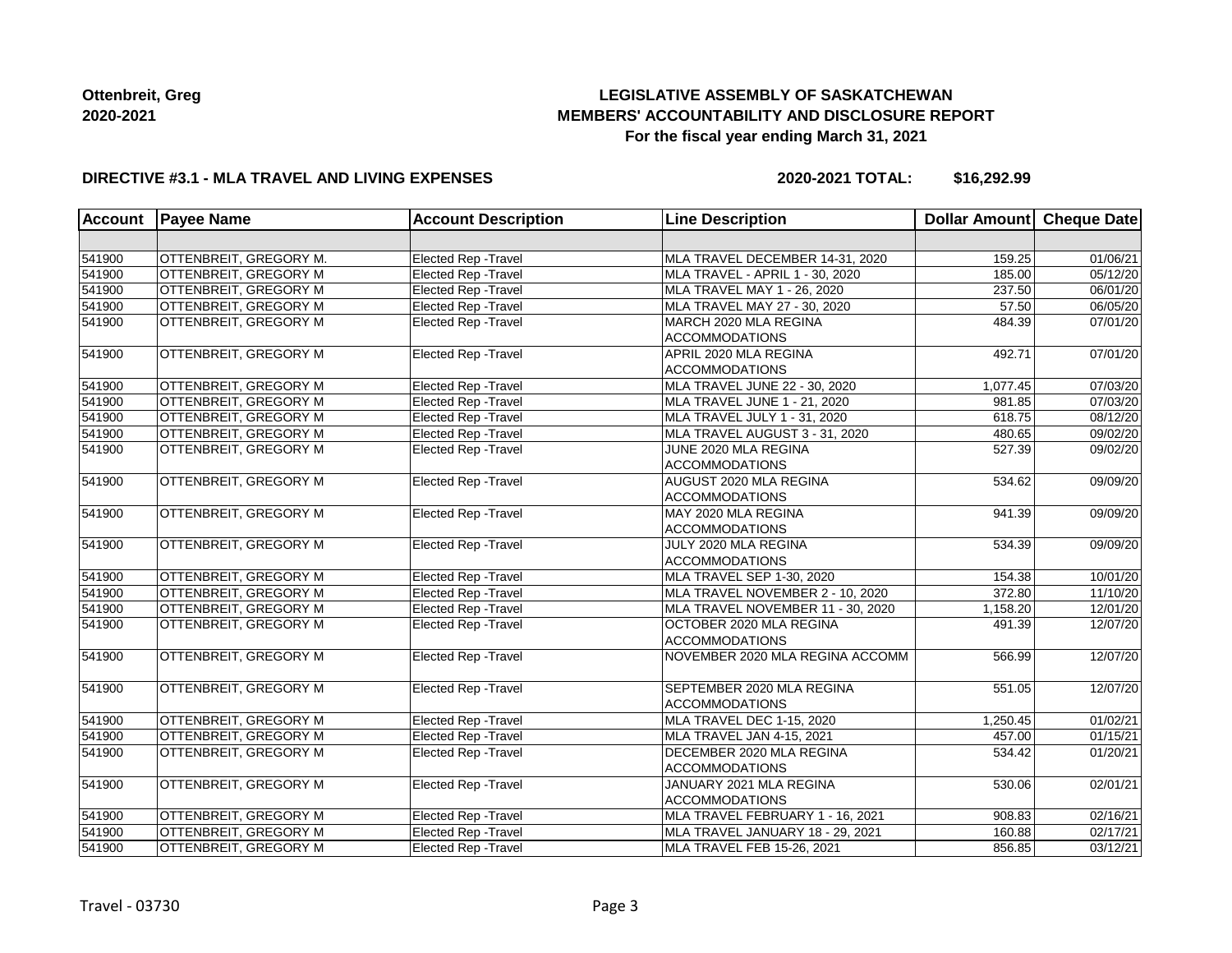**Ottenbreit, Greg**
**2020-2021**

**LEGISLATIVE ASSEMBLY OF SASKATCHEWAN**
**MEMBERS' ACCOUNTABILITY AND DISCLOSURE REPORT**
**For the fiscal year ending March 31, 2021**

**DIRECTIVE #3.1 - MLA TRAVEL AND LIVING EXPENSES** **2020-2021 TOTAL: $16,292.99**

| Account | Payee Name | Account Description | Line Description | Dollar Amount | Cheque Date |
|---|---|---|---|---|---|
| | | | | | |
| 541900 | OTTENBREIT, GREGORY M. | Elected Rep -Travel | MLA TRAVEL DECEMBER 14-31, 2020 | 159.25 | 01/06/21 |
| 541900 | OTTENBREIT, GREGORY M | Elected Rep -Travel | MLA TRAVEL - APRIL 1 - 30, 2020 | 185.00 | 05/12/20 |
| 541900 | OTTENBREIT, GREGORY M | Elected Rep -Travel | MLA TRAVEL MAY 1 - 26, 2020 | 237.50 | 06/01/20 |
| 541900 | OTTENBREIT, GREGORY M | Elected Rep -Travel | MLA TRAVEL MAY 27 - 30, 2020 | 57.50 | 06/05/20 |
| 541900 | OTTENBREIT, GREGORY M | Elected Rep -Travel | MARCH 2020 MLA REGINA ACCOMMODATIONS | 484.39 | 07/01/20 |
| 541900 | OTTENBREIT, GREGORY M | Elected Rep -Travel | APRIL 2020 MLA REGINA ACCOMMODATIONS | 492.71 | 07/01/20 |
| 541900 | OTTENBREIT, GREGORY M | Elected Rep -Travel | MLA TRAVEL JUNE 22 - 30, 2020 | 1,077.45 | 07/03/20 |
| 541900 | OTTENBREIT, GREGORY M | Elected Rep -Travel | MLA TRAVEL JUNE 1 - 21, 2020 | 981.85 | 07/03/20 |
| 541900 | OTTENBREIT, GREGORY M | Elected Rep -Travel | MLA TRAVEL JULY 1 - 31, 2020 | 618.75 | 08/12/20 |
| 541900 | OTTENBREIT, GREGORY M | Elected Rep -Travel | MLA TRAVEL AUGUST 3 - 31, 2020 | 480.65 | 09/02/20 |
| 541900 | OTTENBREIT, GREGORY M | Elected Rep -Travel | JUNE 2020 MLA REGINA ACCOMMODATIONS | 527.39 | 09/02/20 |
| 541900 | OTTENBREIT, GREGORY M | Elected Rep -Travel | AUGUST 2020 MLA REGINA ACCOMMODATIONS | 534.62 | 09/09/20 |
| 541900 | OTTENBREIT, GREGORY M | Elected Rep -Travel | MAY 2020 MLA REGINA ACCOMMODATIONS | 941.39 | 09/09/20 |
| 541900 | OTTENBREIT, GREGORY M | Elected Rep -Travel | JULY 2020 MLA REGINA ACCOMMODATIONS | 534.39 | 09/09/20 |
| 541900 | OTTENBREIT, GREGORY M | Elected Rep -Travel | MLA TRAVEL SEP 1-30, 2020 | 154.38 | 10/01/20 |
| 541900 | OTTENBREIT, GREGORY M | Elected Rep -Travel | MLA TRAVEL NOVEMBER 2 - 10, 2020 | 372.80 | 11/10/20 |
| 541900 | OTTENBREIT, GREGORY M | Elected Rep -Travel | MLA TRAVEL NOVEMBER 11 - 30, 2020 | 1,158.20 | 12/01/20 |
| 541900 | OTTENBREIT, GREGORY M | Elected Rep -Travel | OCTOBER 2020 MLA REGINA ACCOMMODATIONS | 491.39 | 12/07/20 |
| 541900 | OTTENBREIT, GREGORY M | Elected Rep -Travel | NOVEMBER 2020 MLA REGINA ACCOMM | 566.99 | 12/07/20 |
| 541900 | OTTENBREIT, GREGORY M | Elected Rep -Travel | SEPTEMBER 2020 MLA REGINA ACCOMMODATIONS | 551.05 | 12/07/20 |
| 541900 | OTTENBREIT, GREGORY M | Elected Rep -Travel | MLA TRAVEL DEC 1-15, 2020 | 1,250.45 | 01/02/21 |
| 541900 | OTTENBREIT, GREGORY M | Elected Rep -Travel | MLA TRAVEL JAN 4-15, 2021 | 457.00 | 01/15/21 |
| 541900 | OTTENBREIT, GREGORY M | Elected Rep -Travel | DECEMBER 2020 MLA REGINA ACCOMMODATIONS | 534.42 | 01/20/21 |
| 541900 | OTTENBREIT, GREGORY M | Elected Rep -Travel | JANUARY 2021 MLA REGINA ACCOMMODATIONS | 530.06 | 02/01/21 |
| 541900 | OTTENBREIT, GREGORY M | Elected Rep -Travel | MLA TRAVEL FEBRUARY 1 - 16, 2021 | 908.83 | 02/16/21 |
| 541900 | OTTENBREIT, GREGORY M | Elected Rep -Travel | MLA TRAVEL JANUARY 18 - 29, 2021 | 160.88 | 02/17/21 |
| 541900 | OTTENBREIT, GREGORY M | Elected Rep -Travel | MLA TRAVEL FEB 15-26, 2021 | 856.85 | 03/12/21 |

Travel - 03730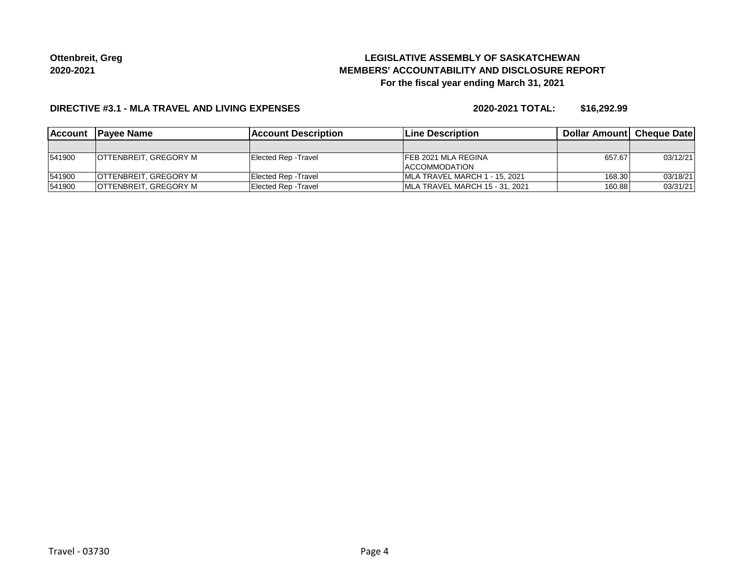**Ottenbreit, Greg**
**2020-2021**

**LEGISLATIVE ASSEMBLY OF SASKATCHEWAN**
**MEMBERS' ACCOUNTABILITY AND DISCLOSURE REPORT**
**For the fiscal year ending March 31, 2021**

**DIRECTIVE #3.1 - MLA TRAVEL AND LIVING EXPENSES** **2020-2021 TOTAL: $16,292.99**

| Account | Payee Name | Account Description | Line Description | Dollar Amount | Cheque Date |
|---|---|---|---|---|---|
| | | | | | |
| 541900 | OTTENBREIT, GREGORY M | Elected Rep -Travel | FEB 2021 MLA REGINA ACCOMMODATION | 657.67 | 03/12/21 |
| 541900 | OTTENBREIT, GREGORY M | Elected Rep -Travel | MLA TRAVEL MARCH 1 - 15, 2021 | 168.30 | 03/18/21 |
| 541900 | OTTENBREIT, GREGORY M | Elected Rep -Travel | MLA TRAVEL MARCH 15 - 31, 2021 | 160.88 | 03/31/21 |

Travel - 03730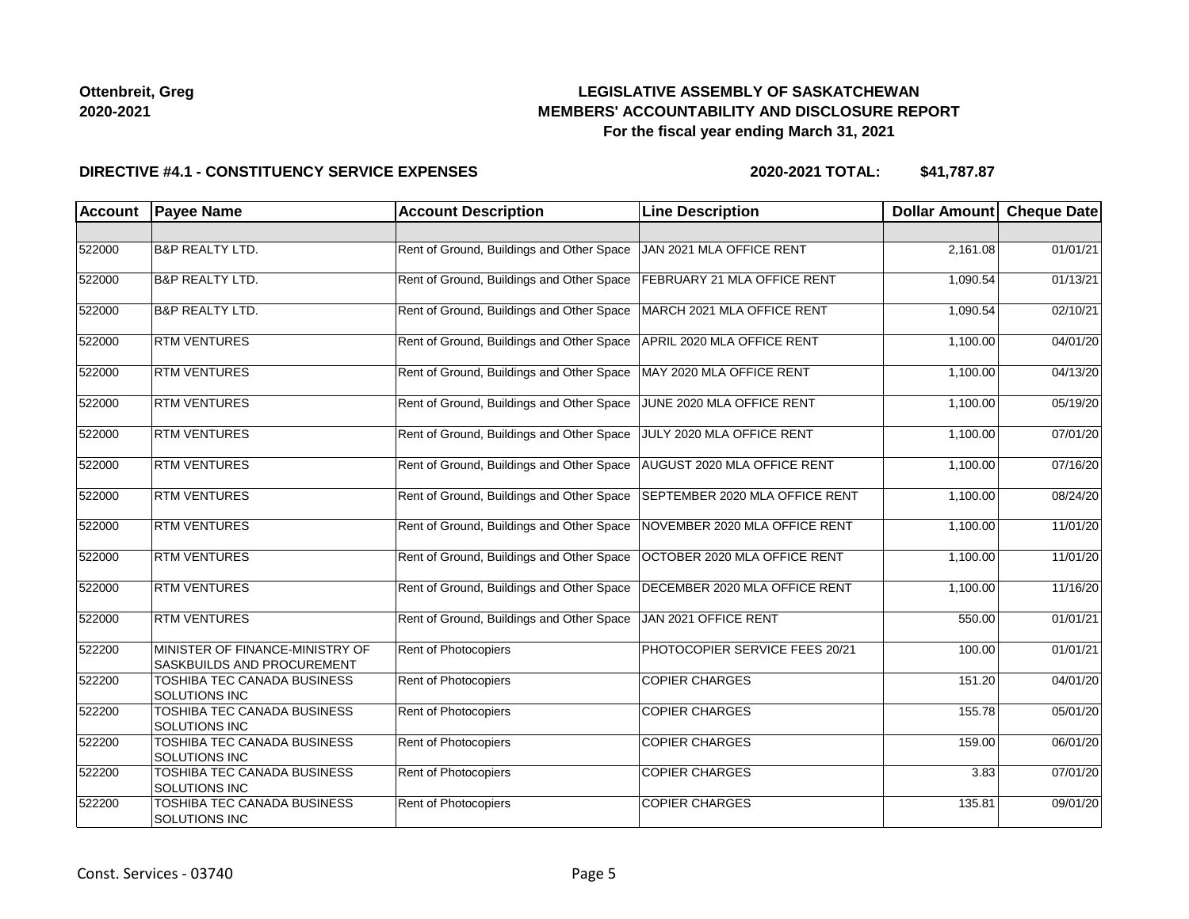**Ottenbreit, Greg**
**2020-2021**

# LEGISLATIVE ASSEMBLY OF SASKATCHEWAN
## MEMBERS' ACCOUNTABILITY AND DISCLOSURE REPORT
### For the fiscal year ending March 31, 2021

**DIRECTIVE #4.1 - CONSTITUENCY SERVICE EXPENSES** **2020-2021 TOTAL: $41,787.87**

| Account | Payee Name | Account Description | Line Description | Dollar Amount | Cheque Date |
|---|---|---|---|---|---|
| | | | | | |
| 522000 | B&P REALTY LTD. | Rent of Ground, Buildings and Other Space | JAN 2021 MLA OFFICE RENT | 2,161.08 | 01/01/21 |
| 522000 | B&P REALTY LTD. | Rent of Ground, Buildings and Other Space | FEBRUARY 21 MLA OFFICE RENT | 1,090.54 | 01/13/21 |
| 522000 | B&P REALTY LTD. | Rent of Ground, Buildings and Other Space | MARCH 2021 MLA OFFICE RENT | 1,090.54 | 02/10/21 |
| 522000 | RTM VENTURES | Rent of Ground, Buildings and Other Space | APRIL 2020 MLA OFFICE RENT | 1,100.00 | 04/01/20 |
| 522000 | RTM VENTURES | Rent of Ground, Buildings and Other Space | MAY 2020 MLA OFFICE RENT | 1,100.00 | 04/13/20 |
| 522000 | RTM VENTURES | Rent of Ground, Buildings and Other Space | JUNE 2020 MLA OFFICE RENT | 1,100.00 | 05/19/20 |
| 522000 | RTM VENTURES | Rent of Ground, Buildings and Other Space | JULY 2020 MLA OFFICE RENT | 1,100.00 | 07/01/20 |
| 522000 | RTM VENTURES | Rent of Ground, Buildings and Other Space | AUGUST 2020 MLA OFFICE RENT | 1,100.00 | 07/16/20 |
| 522000 | RTM VENTURES | Rent of Ground, Buildings and Other Space | SEPTEMBER 2020 MLA OFFICE RENT | 1,100.00 | 08/24/20 |
| 522000 | RTM VENTURES | Rent of Ground, Buildings and Other Space | NOVEMBER 2020 MLA OFFICE RENT | 1,100.00 | 11/01/20 |
| 522000 | RTM VENTURES | Rent of Ground, Buildings and Other Space | OCTOBER 2020 MLA OFFICE RENT | 1,100.00 | 11/01/20 |
| 522000 | RTM VENTURES | Rent of Ground, Buildings and Other Space | DECEMBER 2020 MLA OFFICE RENT | 1,100.00 | 11/16/20 |
| 522000 | RTM VENTURES | Rent of Ground, Buildings and Other Space | JAN 2021 OFFICE RENT | 550.00 | 01/01/21 |
| 522200 | MINISTER OF FINANCE-MINISTRY OF SASKBUILDS AND PROCUREMENT | Rent of Photocopiers | PHOTOCOPIER SERVICE FEES 20/21 | 100.00 | 01/01/21 |
| 522200 | TOSHIBA TEC CANADA BUSINESS SOLUTIONS INC | Rent of Photocopiers | COPIER CHARGES | 151.20 | 04/01/20 |
| 522200 | TOSHIBA TEC CANADA BUSINESS SOLUTIONS INC | Rent of Photocopiers | COPIER CHARGES | 155.78 | 05/01/20 |
| 522200 | TOSHIBA TEC CANADA BUSINESS SOLUTIONS INC | Rent of Photocopiers | COPIER CHARGES | 159.00 | 06/01/20 |
| 522200 | TOSHIBA TEC CANADA BUSINESS SOLUTIONS INC | Rent of Photocopiers | COPIER CHARGES | 3.83 | 07/01/20 |
| 522200 | TOSHIBA TEC CANADA BUSINESS SOLUTIONS INC | Rent of Photocopiers | COPIER CHARGES | 135.81 | 09/01/20 |

Const. Services - 03740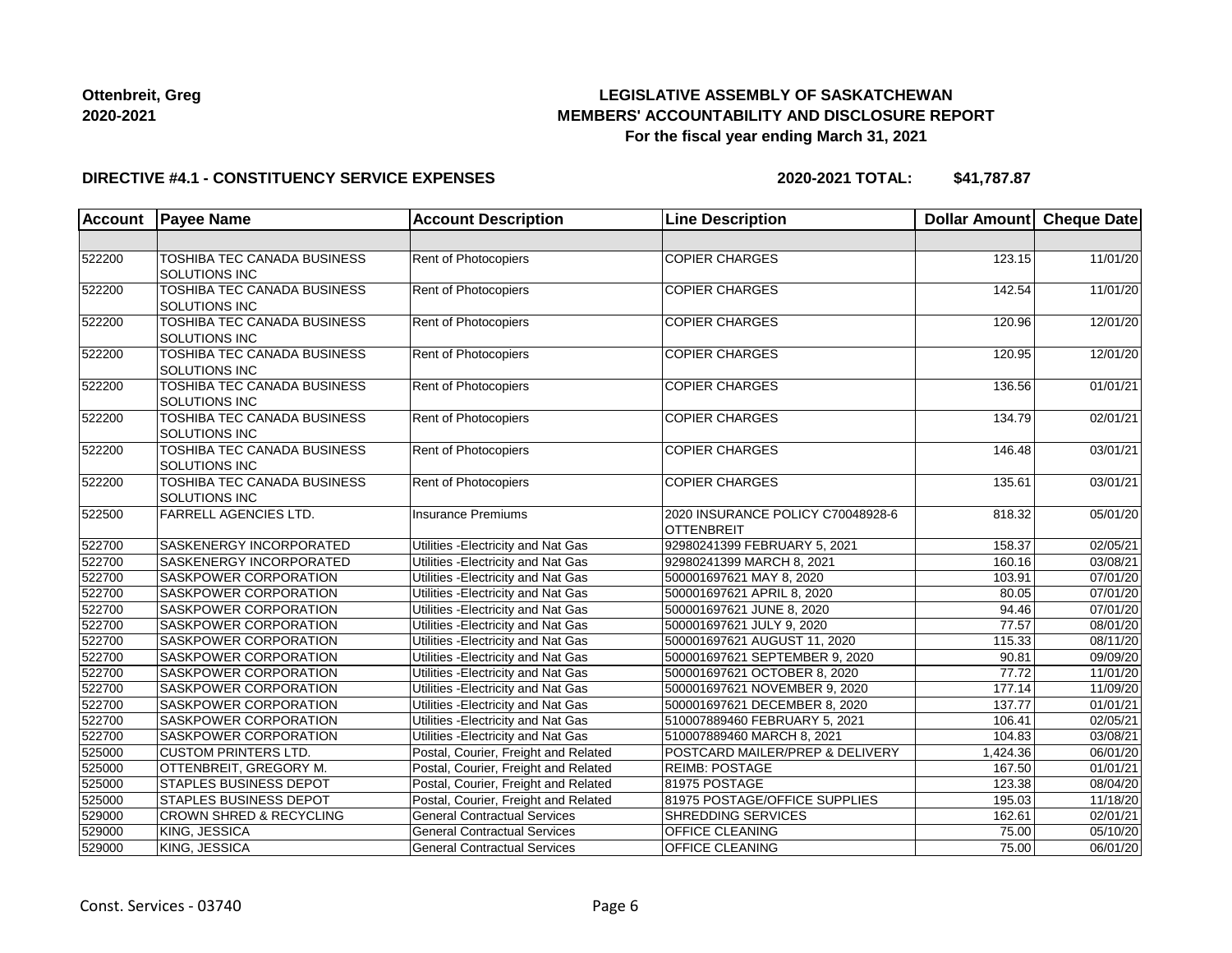**Ottenbreit, Greg**
**2020-2021**

**LEGISLATIVE ASSEMBLY OF SASKATCHEWAN**
**MEMBERS' ACCOUNTABILITY AND DISCLOSURE REPORT**
**For the fiscal year ending March 31, 2021**

**DIRECTIVE #4.1 - CONSTITUENCY SERVICE EXPENSES** **2020-2021 TOTAL: $41,787.87**

| Account | Payee Name | Account Description | Line Description | Dollar Amount | Cheque Date |
|---|---|---|---|---|---|
| | | | | | |
| 522200 | TOSHIBA TEC CANADA BUSINESS SOLUTIONS INC | Rent of Photocopiers | COPIER CHARGES | 123.15 | 11/01/20 |
| 522200 | TOSHIBA TEC CANADA BUSINESS SOLUTIONS INC | Rent of Photocopiers | COPIER CHARGES | 142.54 | 11/01/20 |
| 522200 | TOSHIBA TEC CANADA BUSINESS SOLUTIONS INC | Rent of Photocopiers | COPIER CHARGES | 120.96 | 12/01/20 |
| 522200 | TOSHIBA TEC CANADA BUSINESS SOLUTIONS INC | Rent of Photocopiers | COPIER CHARGES | 120.95 | 12/01/20 |
| 522200 | TOSHIBA TEC CANADA BUSINESS SOLUTIONS INC | Rent of Photocopiers | COPIER CHARGES | 136.56 | 01/01/21 |
| 522200 | TOSHIBA TEC CANADA BUSINESS SOLUTIONS INC | Rent of Photocopiers | COPIER CHARGES | 134.79 | 02/01/21 |
| 522200 | TOSHIBA TEC CANADA BUSINESS SOLUTIONS INC | Rent of Photocopiers | COPIER CHARGES | 146.48 | 03/01/21 |
| 522200 | TOSHIBA TEC CANADA BUSINESS SOLUTIONS INC | Rent of Photocopiers | COPIER CHARGES | 135.61 | 03/01/21 |
| 522500 | FARRELL AGENCIES LTD. | Insurance Premiums | 2020 INSURANCE POLICY C70048928-6 OTTENBREIT | 818.32 | 05/01/20 |
| 522700 | SASKENERGY INCORPORATED | Utilities -Electricity and Nat Gas | 92980241399 FEBRUARY 5, 2021 | 158.37 | 02/05/21 |
| 522700 | SASKENERGY INCORPORATED | Utilities -Electricity and Nat Gas | 92980241399 MARCH 8, 2021 | 160.16 | 03/08/21 |
| 522700 | SASKPOWER CORPORATION | Utilities -Electricity and Nat Gas | 500001697621 MAY 8, 2020 | 103.91 | 07/01/20 |
| 522700 | SASKPOWER CORPORATION | Utilities -Electricity and Nat Gas | 500001697621 APRIL 8, 2020 | 80.05 | 07/01/20 |
| 522700 | SASKPOWER CORPORATION | Utilities -Electricity and Nat Gas | 500001697621 JUNE 8, 2020 | 94.46 | 07/01/20 |
| 522700 | SASKPOWER CORPORATION | Utilities -Electricity and Nat Gas | 500001697621 JULY 9, 2020 | 77.57 | 08/01/20 |
| 522700 | SASKPOWER CORPORATION | Utilities -Electricity and Nat Gas | 500001697621 AUGUST 11, 2020 | 115.33 | 08/11/20 |
| 522700 | SASKPOWER CORPORATION | Utilities -Electricity and Nat Gas | 500001697621 SEPTEMBER 9, 2020 | 90.81 | 09/09/20 |
| 522700 | SASKPOWER CORPORATION | Utilities -Electricity and Nat Gas | 500001697621 OCTOBER 8, 2020 | 77.72 | 11/01/20 |
| 522700 | SASKPOWER CORPORATION | Utilities -Electricity and Nat Gas | 500001697621 NOVEMBER 9, 2020 | 177.14 | 11/09/20 |
| 522700 | SASKPOWER CORPORATION | Utilities -Electricity and Nat Gas | 500001697621 DECEMBER 8, 2020 | 137.77 | 01/01/21 |
| 522700 | SASKPOWER CORPORATION | Utilities -Electricity and Nat Gas | 510007889460 FEBRUARY 5, 2021 | 106.41 | 02/05/21 |
| 522700 | SASKPOWER CORPORATION | Utilities -Electricity and Nat Gas | 510007889460 MARCH 8, 2021 | 104.83 | 03/08/21 |
| 525000 | CUSTOM PRINTERS LTD. | Postal, Courier, Freight and Related | POSTCARD MAILER/PREP & DELIVERY | 1,424.36 | 06/01/20 |
| 525000 | OTTENBREIT, GREGORY M. | Postal, Courier, Freight and Related | REIMB: POSTAGE | 167.50 | 01/01/21 |
| 525000 | STAPLES BUSINESS DEPOT | Postal, Courier, Freight and Related | 81975 POSTAGE | 123.38 | 08/04/20 |
| 525000 | STAPLES BUSINESS DEPOT | Postal, Courier, Freight and Related | 81975 POSTAGE/OFFICE SUPPLIES | 195.03 | 11/18/20 |
| 529000 | CROWN SHRED & RECYCLING | General Contractual Services | SHREDDING SERVICES | 162.61 | 02/01/21 |
| 529000 | KING, JESSICA | General Contractual Services | OFFICE CLEANING | 75.00 | 05/10/20 |
| 529000 | KING, JESSICA | General Contractual Services | OFFICE CLEANING | 75.00 | 06/01/20 |

Const. Services - 03740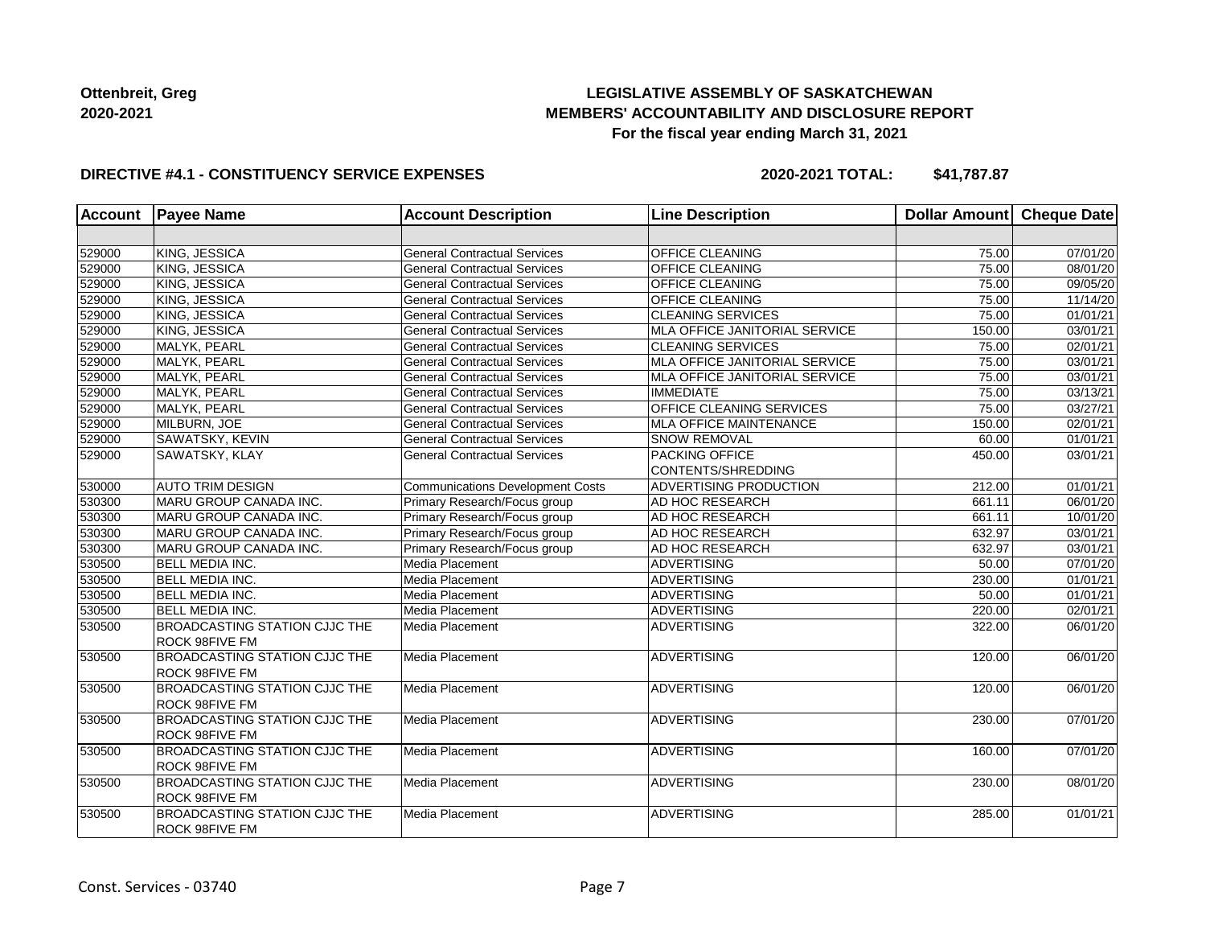**Ottenbreit, Greg**
**2020-2021**

**LEGISLATIVE ASSEMBLY OF SASKATCHEWAN**
**MEMBERS' ACCOUNTABILITY AND DISCLOSURE REPORT**
**For the fiscal year ending March 31, 2021**

**DIRECTIVE #4.1 - CONSTITUENCY SERVICE EXPENSES** **2020-2021 TOTAL: $41,787.87**

| Account | Payee Name | Account Description | Line Description | Dollar Amount | Cheque Date |
|---|---|---|---|---|---|
| | | | | | |
| 529000 | KING, JESSICA | General Contractual Services | OFFICE CLEANING | 75.00 | 07/01/20 |
| 529000 | KING, JESSICA | General Contractual Services | OFFICE CLEANING | 75.00 | 08/01/20 |
| 529000 | KING, JESSICA | General Contractual Services | OFFICE CLEANING | 75.00 | 09/05/20 |
| 529000 | KING, JESSICA | General Contractual Services | OFFICE CLEANING | 75.00 | 11/14/20 |
| 529000 | KING, JESSICA | General Contractual Services | CLEANING SERVICES | 75.00 | 01/01/21 |
| 529000 | KING, JESSICA | General Contractual Services | MLA OFFICE JANITORIAL SERVICE | 150.00 | 03/01/21 |
| 529000 | MALYK, PEARL | General Contractual Services | CLEANING SERVICES | 75.00 | 02/01/21 |
| 529000 | MALYK, PEARL | General Contractual Services | MLA OFFICE JANITORIAL SERVICE | 75.00 | 03/01/21 |
| 529000 | MALYK, PEARL | General Contractual Services | MLA OFFICE JANITORIAL SERVICE | 75.00 | 03/01/21 |
| 529000 | MALYK, PEARL | General Contractual Services | IMMEDIATE | 75.00 | 03/13/21 |
| 529000 | MALYK, PEARL | General Contractual Services | OFFICE CLEANING SERVICES | 75.00 | 03/27/21 |
| 529000 | MILBURN, JOE | General Contractual Services | MLA OFFICE MAINTENANCE | 150.00 | 02/01/21 |
| 529000 | SAWATSKY, KEVIN | General Contractual Services | SNOW REMOVAL | 60.00 | 01/01/21 |
| 529000 | SAWATSKY, KLAY | General Contractual Services | PACKING OFFICE CONTENTS/SHREDDING | 450.00 | 03/01/21 |
| 530000 | AUTO TRIM DESIGN | Communications Development Costs | ADVERTISING PRODUCTION | 212.00 | 01/01/21 |
| 530300 | MARU GROUP CANADA INC. | Primary Research/Focus group | AD HOC RESEARCH | 661.11 | 06/01/20 |
| 530300 | MARU GROUP CANADA INC. | Primary Research/Focus group | AD HOC RESEARCH | 661.11 | 10/01/20 |
| 530300 | MARU GROUP CANADA INC. | Primary Research/Focus group | AD HOC RESEARCH | 632.97 | 03/01/21 |
| 530300 | MARU GROUP CANADA INC. | Primary Research/Focus group | AD HOC RESEARCH | 632.97 | 03/01/21 |
| 530500 | BELL MEDIA INC. | Media Placement | ADVERTISING | 50.00 | 07/01/20 |
| 530500 | BELL MEDIA INC. | Media Placement | ADVERTISING | 230.00 | 01/01/21 |
| 530500 | BELL MEDIA INC. | Media Placement | ADVERTISING | 50.00 | 01/01/21 |
| 530500 | BELL MEDIA INC. | Media Placement | ADVERTISING | 220.00 | 02/01/21 |
| 530500 | BROADCASTING STATION CJJC THE ROCK 98FIVE FM | Media Placement | ADVERTISING | 322.00 | 06/01/20 |
| 530500 | BROADCASTING STATION CJJC THE ROCK 98FIVE FM | Media Placement | ADVERTISING | 120.00 | 06/01/20 |
| 530500 | BROADCASTING STATION CJJC THE ROCK 98FIVE FM | Media Placement | ADVERTISING | 120.00 | 06/01/20 |
| 530500 | BROADCASTING STATION CJJC THE ROCK 98FIVE FM | Media Placement | ADVERTISING | 230.00 | 07/01/20 |
| 530500 | BROADCASTING STATION CJJC THE ROCK 98FIVE FM | Media Placement | ADVERTISING | 160.00 | 07/01/20 |
| 530500 | BROADCASTING STATION CJJC THE ROCK 98FIVE FM | Media Placement | ADVERTISING | 230.00 | 08/01/20 |
| 530500 | BROADCASTING STATION CJJC THE ROCK 98FIVE FM | Media Placement | ADVERTISING | 285.00 | 01/01/21 |

Const. Services - 03740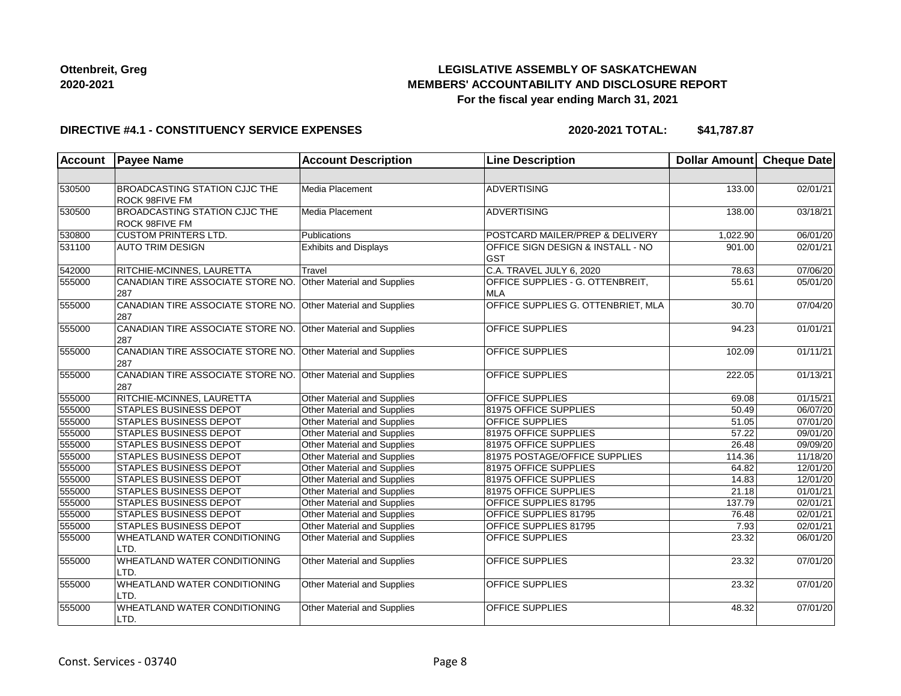**Ottenbreit, Greg**
**2020-2021**

# LEGISLATIVE ASSEMBLY OF SASKATCHEWAN
## MEMBERS' ACCOUNTABILITY AND DISCLOSURE REPORT
### For the fiscal year ending March 31, 2021

**DIRECTIVE #4.1 - CONSTITUENCY SERVICE EXPENSES** **2020-2021 TOTAL: $41,787.87**

| Account | Payee Name | Account Description | Line Description | Dollar Amount | Cheque Date |
|---|---|---|---|---|---|
| | | | | | |
| 530500 | BROADCASTING STATION CJJC THE ROCK 98FIVE FM | Media Placement | ADVERTISING | 133.00 | 02/01/21 |
| 530500 | BROADCASTING STATION CJJC THE ROCK 98FIVE FM | Media Placement | ADVERTISING | 138.00 | 03/18/21 |
| 530800 | CUSTOM PRINTERS LTD. | Publications | POSTCARD MAILER/PREP & DELIVERY | 1,022.90 | 06/01/20 |
| 531100 | AUTO TRIM DESIGN | Exhibits and Displays | OFFICE SIGN DESIGN & INSTALL - NO GST | 901.00 | 02/01/21 |
| 542000 | RITCHIE-MCINNES, LAURETTA | Travel | C.A. TRAVEL JULY 6, 2020 | 78.63 | 07/06/20 |
| 555000 | CANADIAN TIRE ASSOCIATE STORE NO. 287 | Other Material and Supplies | OFFICE SUPPLIES - G. OTTENBREIT, MLA | 55.61 | 05/01/20 |
| 555000 | CANADIAN TIRE ASSOCIATE STORE NO. 287 | Other Material and Supplies | OFFICE SUPPLIES G. OTTENBRIET, MLA | 30.70 | 07/04/20 |
| 555000 | CANADIAN TIRE ASSOCIATE STORE NO. 287 | Other Material and Supplies | OFFICE SUPPLIES | 94.23 | 01/01/21 |
| 555000 | CANADIAN TIRE ASSOCIATE STORE NO. 287 | Other Material and Supplies | OFFICE SUPPLIES | 102.09 | 01/11/21 |
| 555000 | CANADIAN TIRE ASSOCIATE STORE NO. 287 | Other Material and Supplies | OFFICE SUPPLIES | 222.05 | 01/13/21 |
| 555000 | RITCHIE-MCINNES, LAURETTA | Other Material and Supplies | OFFICE SUPPLIES | 69.08 | 01/15/21 |
| 555000 | STAPLES BUSINESS DEPOT | Other Material and Supplies | 81975 OFFICE SUPPLIES | 50.49 | 06/07/20 |
| 555000 | STAPLES BUSINESS DEPOT | Other Material and Supplies | OFFICE SUPPLIES | 51.05 | 07/01/20 |
| 555000 | STAPLES BUSINESS DEPOT | Other Material and Supplies | 81975 OFFICE SUPPLIES | 57.22 | 09/01/20 |
| 555000 | STAPLES BUSINESS DEPOT | Other Material and Supplies | 81975 OFFICE SUPPLIES | 26.48 | 09/09/20 |
| 555000 | STAPLES BUSINESS DEPOT | Other Material and Supplies | 81975 POSTAGE/OFFICE SUPPLIES | 114.36 | 11/18/20 |
| 555000 | STAPLES BUSINESS DEPOT | Other Material and Supplies | 81975 OFFICE SUPPLIES | 64.82 | 12/01/20 |
| 555000 | STAPLES BUSINESS DEPOT | Other Material and Supplies | 81975 OFFICE SUPPLIES | 14.83 | 12/01/20 |
| 555000 | STAPLES BUSINESS DEPOT | Other Material and Supplies | 81975 OFFICE SUPPLIES | 21.18 | 01/01/21 |
| 555000 | STAPLES BUSINESS DEPOT | Other Material and Supplies | OFFICE SUPPLIES 81795 | 137.79 | 02/01/21 |
| 555000 | STAPLES BUSINESS DEPOT | Other Material and Supplies | OFFICE SUPPLIES 81795 | 76.48 | 02/01/21 |
| 555000 | STAPLES BUSINESS DEPOT | Other Material and Supplies | OFFICE SUPPLIES 81795 | 7.93 | 02/01/21 |
| 555000 | WHEATLAND WATER CONDITIONING LTD. | Other Material and Supplies | OFFICE SUPPLIES | 23.32 | 06/01/20 |
| 555000 | WHEATLAND WATER CONDITIONING LTD. | Other Material and Supplies | OFFICE SUPPLIES | 23.32 | 07/01/20 |
| 555000 | WHEATLAND WATER CONDITIONING LTD. | Other Material and Supplies | OFFICE SUPPLIES | 23.32 | 07/01/20 |
| 555000 | WHEATLAND WATER CONDITIONING LTD. | Other Material and Supplies | OFFICE SUPPLIES | 48.32 | 07/01/20 |

Const. Services - 03740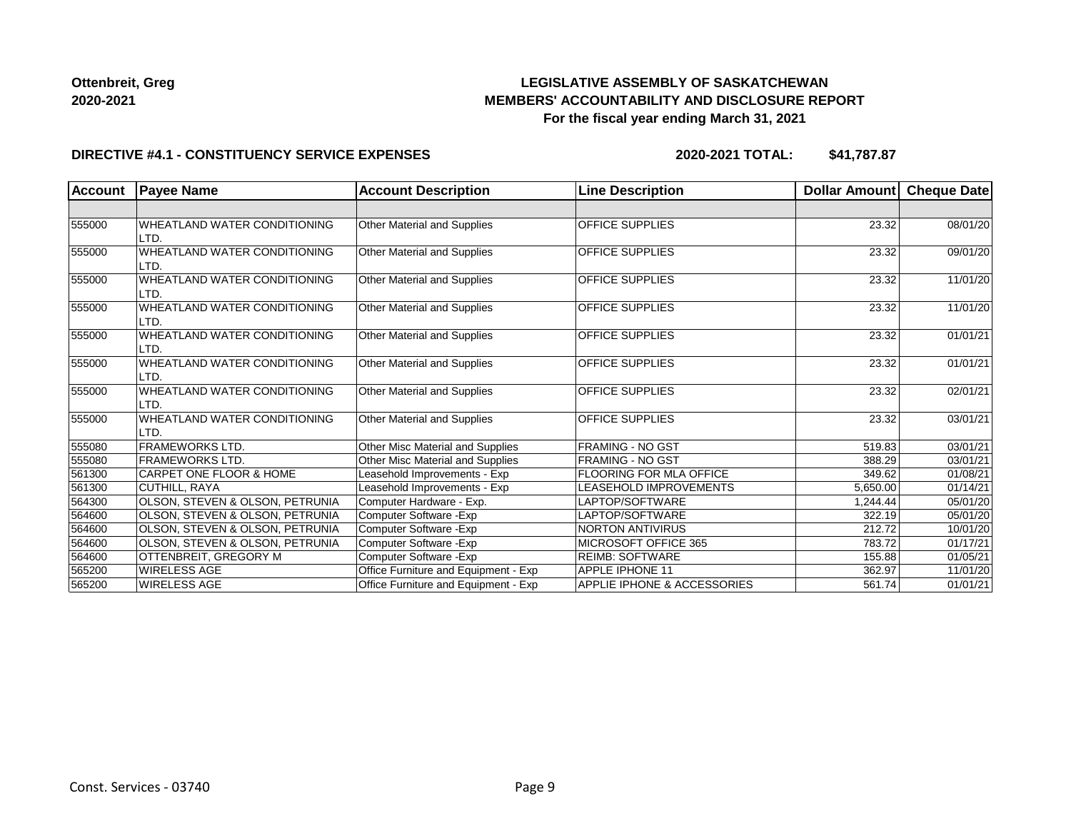**Ottenbreit, Greg**
**2020-2021**

**LEGISLATIVE ASSEMBLY OF SASKATCHEWAN**
**MEMBERS' ACCOUNTABILITY AND DISCLOSURE REPORT**
**For the fiscal year ending March 31, 2021**

**DIRECTIVE #4.1 - CONSTITUENCY SERVICE EXPENSES** **2020-2021 TOTAL: $41,787.87**

| Account | Payee Name | Account Description | Line Description | Dollar Amount | Cheque Date |
|---|---|---|---|---|---|
| | | | | | |
| 555000 | WHEATLAND WATER CONDITIONING LTD. | Other Material and Supplies | OFFICE SUPPLIES | 23.32 | 08/01/20 |
| 555000 | WHEATLAND WATER CONDITIONING LTD. | Other Material and Supplies | OFFICE SUPPLIES | 23.32 | 09/01/20 |
| 555000 | WHEATLAND WATER CONDITIONING LTD. | Other Material and Supplies | OFFICE SUPPLIES | 23.32 | 11/01/20 |
| 555000 | WHEATLAND WATER CONDITIONING LTD. | Other Material and Supplies | OFFICE SUPPLIES | 23.32 | 11/01/20 |
| 555000 | WHEATLAND WATER CONDITIONING LTD. | Other Material and Supplies | OFFICE SUPPLIES | 23.32 | 01/01/21 |
| 555000 | WHEATLAND WATER CONDITIONING LTD. | Other Material and Supplies | OFFICE SUPPLIES | 23.32 | 01/01/21 |
| 555000 | WHEATLAND WATER CONDITIONING LTD. | Other Material and Supplies | OFFICE SUPPLIES | 23.32 | 02/01/21 |
| 555000 | WHEATLAND WATER CONDITIONING LTD. | Other Material and Supplies | OFFICE SUPPLIES | 23.32 | 03/01/21 |
| 555080 | FRAMEWORKS LTD. | Other Misc Material and Supplies | FRAMING - NO GST | 519.83 | 03/01/21 |
| 555080 | FRAMEWORKS LTD. | Other Misc Material and Supplies | FRAMING - NO GST | 388.29 | 03/01/21 |
| 561300 | CARPET ONE FLOOR & HOME | Leasehold Improvements - Exp | FLOORING FOR MLA OFFICE | 349.62 | 01/08/21 |
| 561300 | CUTHILL, RAYA | Leasehold Improvements - Exp | LEASEHOLD IMPROVEMENTS | 5,650.00 | 01/14/21 |
| 564300 | OLSON, STEVEN & OLSON, PETRUNIA | Computer Hardware - Exp. | LAPTOP/SOFTWARE | 1,244.44 | 05/01/20 |
| 564600 | OLSON, STEVEN & OLSON, PETRUNIA | Computer Software -Exp | LAPTOP/SOFTWARE | 322.19 | 05/01/20 |
| 564600 | OLSON, STEVEN & OLSON, PETRUNIA | Computer Software -Exp | NORTON ANTIVIRUS | 212.72 | 10/01/20 |
| 564600 | OLSON, STEVEN & OLSON, PETRUNIA | Computer Software -Exp | MICROSOFT OFFICE 365 | 783.72 | 01/17/21 |
| 564600 | OTTENBREIT, GREGORY M | Computer Software -Exp | REIMB: SOFTWARE | 155.88 | 01/05/21 |
| 565200 | WIRELESS AGE | Office Furniture and Equipment - Exp | APPLE IPHONE 11 | 362.97 | 11/01/20 |
| 565200 | WIRELESS AGE | Office Furniture and Equipment - Exp | APPLIE IPHONE & ACCESSORIES | 561.74 | 01/01/21 |

Const. Services - 03740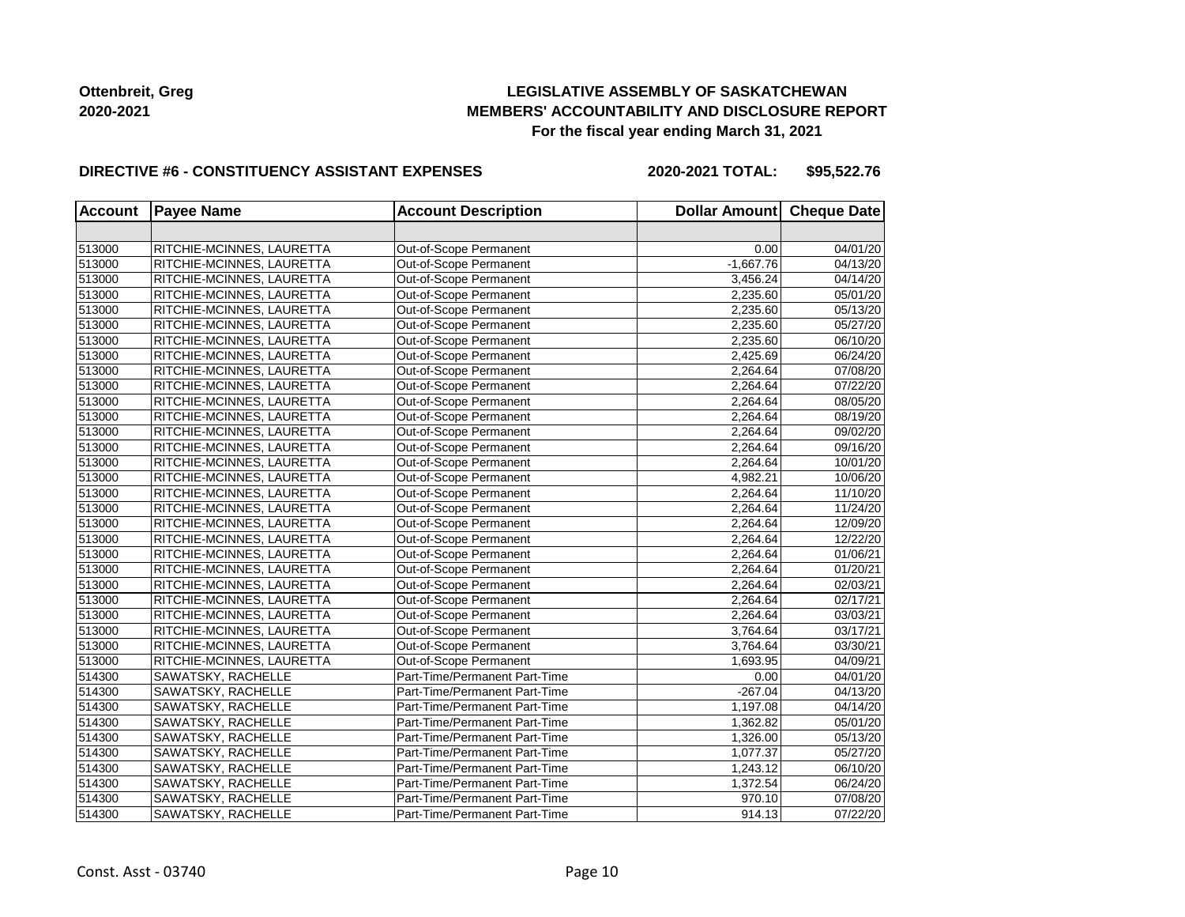**Ottenbreit, Greg**
**2020-2021**

**LEGISLATIVE ASSEMBLY OF SASKATCHEWAN**
**MEMBERS' ACCOUNTABILITY AND DISCLOSURE REPORT**
**For the fiscal year ending March 31, 2021**

**DIRECTIVE #6 - CONSTITUENCY ASSISTANT EXPENSES** **2020-2021 TOTAL: $95,522.76**

| Account | Payee Name | Account Description | Dollar Amount | Cheque Date |
|---|---|---|---|---|
| | | | | |
| 513000 | RITCHIE-MCINNES, LAURETTA | Out-of-Scope Permanent | 0.00 | 04/01/20 |
| 513000 | RITCHIE-MCINNES, LAURETTA | Out-of-Scope Permanent | -1,667.76 | 04/13/20 |
| 513000 | RITCHIE-MCINNES, LAURETTA | Out-of-Scope Permanent | 3,456.24 | 04/14/20 |
| 513000 | RITCHIE-MCINNES, LAURETTA | Out-of-Scope Permanent | 2,235.60 | 05/01/20 |
| 513000 | RITCHIE-MCINNES, LAURETTA | Out-of-Scope Permanent | 2,235.60 | 05/13/20 |
| 513000 | RITCHIE-MCINNES, LAURETTA | Out-of-Scope Permanent | 2,235.60 | 05/27/20 |
| 513000 | RITCHIE-MCINNES, LAURETTA | Out-of-Scope Permanent | 2,235.60 | 06/10/20 |
| 513000 | RITCHIE-MCINNES, LAURETTA | Out-of-Scope Permanent | 2,425.69 | 06/24/20 |
| 513000 | RITCHIE-MCINNES, LAURETTA | Out-of-Scope Permanent | 2,264.64 | 07/08/20 |
| 513000 | RITCHIE-MCINNES, LAURETTA | Out-of-Scope Permanent | 2,264.64 | 07/22/20 |
| 513000 | RITCHIE-MCINNES, LAURETTA | Out-of-Scope Permanent | 2,264.64 | 08/05/20 |
| 513000 | RITCHIE-MCINNES, LAURETTA | Out-of-Scope Permanent | 2,264.64 | 08/19/20 |
| 513000 | RITCHIE-MCINNES, LAURETTA | Out-of-Scope Permanent | 2,264.64 | 09/02/20 |
| 513000 | RITCHIE-MCINNES, LAURETTA | Out-of-Scope Permanent | 2,264.64 | 09/16/20 |
| 513000 | RITCHIE-MCINNES, LAURETTA | Out-of-Scope Permanent | 2,264.64 | 10/01/20 |
| 513000 | RITCHIE-MCINNES, LAURETTA | Out-of-Scope Permanent | 4,982.21 | 10/06/20 |
| 513000 | RITCHIE-MCINNES, LAURETTA | Out-of-Scope Permanent | 2,264.64 | 11/10/20 |
| 513000 | RITCHIE-MCINNES, LAURETTA | Out-of-Scope Permanent | 2,264.64 | 11/24/20 |
| 513000 | RITCHIE-MCINNES, LAURETTA | Out-of-Scope Permanent | 2,264.64 | 12/09/20 |
| 513000 | RITCHIE-MCINNES, LAURETTA | Out-of-Scope Permanent | 2,264.64 | 12/22/20 |
| 513000 | RITCHIE-MCINNES, LAURETTA | Out-of-Scope Permanent | 2,264.64 | 01/06/21 |
| 513000 | RITCHIE-MCINNES, LAURETTA | Out-of-Scope Permanent | 2,264.64 | 01/20/21 |
| 513000 | RITCHIE-MCINNES, LAURETTA | Out-of-Scope Permanent | 2,264.64 | 02/03/21 |
| 513000 | RITCHIE-MCINNES, LAURETTA | Out-of-Scope Permanent | 2,264.64 | 02/17/21 |
| 513000 | RITCHIE-MCINNES, LAURETTA | Out-of-Scope Permanent | 2,264.64 | 03/03/21 |
| 513000 | RITCHIE-MCINNES, LAURETTA | Out-of-Scope Permanent | 3,764.64 | 03/17/21 |
| 513000 | RITCHIE-MCINNES, LAURETTA | Out-of-Scope Permanent | 3,764.64 | 03/30/21 |
| 513000 | RITCHIE-MCINNES, LAURETTA | Out-of-Scope Permanent | 1,693.95 | 04/09/21 |
| 514300 | SAWATSKY, RACHELLE | Part-Time/Permanent Part-Time | 0.00 | 04/01/20 |
| 514300 | SAWATSKY, RACHELLE | Part-Time/Permanent Part-Time | -267.04 | 04/13/20 |
| 514300 | SAWATSKY, RACHELLE | Part-Time/Permanent Part-Time | 1,197.08 | 04/14/20 |
| 514300 | SAWATSKY, RACHELLE | Part-Time/Permanent Part-Time | 1,362.82 | 05/01/20 |
| 514300 | SAWATSKY, RACHELLE | Part-Time/Permanent Part-Time | 1,326.00 | 05/13/20 |
| 514300 | SAWATSKY, RACHELLE | Part-Time/Permanent Part-Time | 1,077.37 | 05/27/20 |
| 514300 | SAWATSKY, RACHELLE | Part-Time/Permanent Part-Time | 1,243.12 | 06/10/20 |
| 514300 | SAWATSKY, RACHELLE | Part-Time/Permanent Part-Time | 1,372.54 | 06/24/20 |
| 514300 | SAWATSKY, RACHELLE | Part-Time/Permanent Part-Time | 970.10 | 07/08/20 |
| 514300 | SAWATSKY, RACHELLE | Part-Time/Permanent Part-Time | 914.13 | 07/22/20 |

Const. Asst - 03740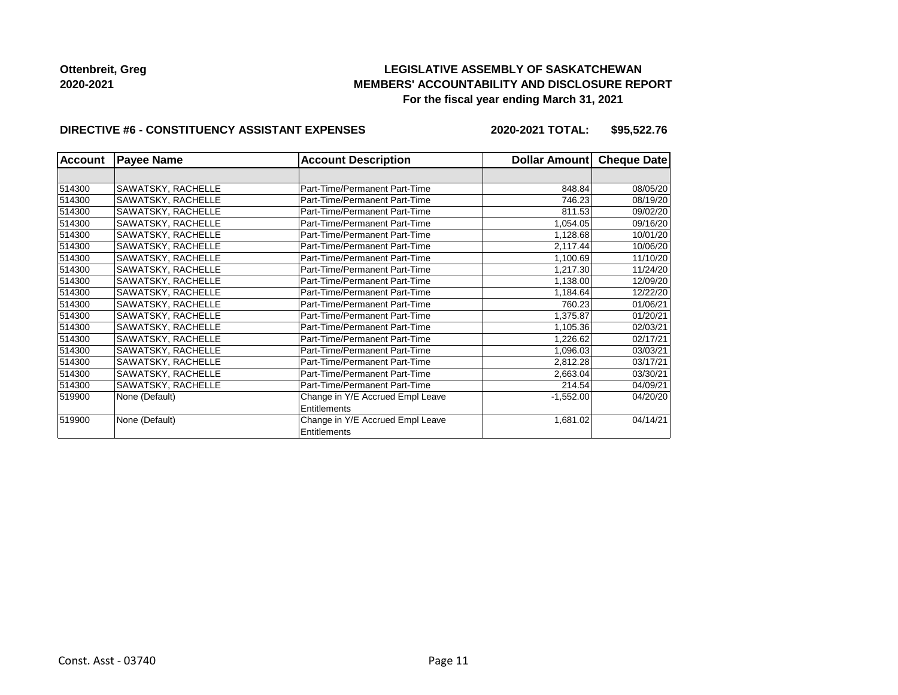**Ottenbreit, Greg**
**2020-2021**

**LEGISLATIVE ASSEMBLY OF SASKATCHEWAN**
**MEMBERS' ACCOUNTABILITY AND DISCLOSURE REPORT**
**For the fiscal year ending March 31, 2021**

**DIRECTIVE #6 - CONSTITUENCY ASSISTANT EXPENSES** **2020-2021 TOTAL: $95,522.76**

| Account | Payee Name | Account Description | Dollar Amount | Cheque Date |
|---|---|---|---|---|
| | | | | |
| 514300 | SAWATSKY, RACHELLE | Part-Time/Permanent Part-Time | 848.84 | 08/05/20 |
| 514300 | SAWATSKY, RACHELLE | Part-Time/Permanent Part-Time | 746.23 | 08/19/20 |
| 514300 | SAWATSKY, RACHELLE | Part-Time/Permanent Part-Time | 811.53 | 09/02/20 |
| 514300 | SAWATSKY, RACHELLE | Part-Time/Permanent Part-Time | 1,054.05 | 09/16/20 |
| 514300 | SAWATSKY, RACHELLE | Part-Time/Permanent Part-Time | 1,128.68 | 10/01/20 |
| 514300 | SAWATSKY, RACHELLE | Part-Time/Permanent Part-Time | 2,117.44 | 10/06/20 |
| 514300 | SAWATSKY, RACHELLE | Part-Time/Permanent Part-Time | 1,100.69 | 11/10/20 |
| 514300 | SAWATSKY, RACHELLE | Part-Time/Permanent Part-Time | 1,217.30 | 11/24/20 |
| 514300 | SAWATSKY, RACHELLE | Part-Time/Permanent Part-Time | 1,138.00 | 12/09/20 |
| 514300 | SAWATSKY, RACHELLE | Part-Time/Permanent Part-Time | 1,184.64 | 12/22/20 |
| 514300 | SAWATSKY, RACHELLE | Part-Time/Permanent Part-Time | 760.23 | 01/06/21 |
| 514300 | SAWATSKY, RACHELLE | Part-Time/Permanent Part-Time | 1,375.87 | 01/20/21 |
| 514300 | SAWATSKY, RACHELLE | Part-Time/Permanent Part-Time | 1,105.36 | 02/03/21 |
| 514300 | SAWATSKY, RACHELLE | Part-Time/Permanent Part-Time | 1,226.62 | 02/17/21 |
| 514300 | SAWATSKY, RACHELLE | Part-Time/Permanent Part-Time | 1,096.03 | 03/03/21 |
| 514300 | SAWATSKY, RACHELLE | Part-Time/Permanent Part-Time | 2,812.28 | 03/17/21 |
| 514300 | SAWATSKY, RACHELLE | Part-Time/Permanent Part-Time | 2,663.04 | 03/30/21 |
| 514300 | SAWATSKY, RACHELLE | Part-Time/Permanent Part-Time | 214.54 | 04/09/21 |
| 519900 | None (Default) | Change in Y/E Accrued Empl Leave Entitlements | -1,552.00 | 04/20/20 |
| 519900 | None (Default) | Change in Y/E Accrued Empl Leave Entitlements | 1,681.02 | 04/14/21 |

Const. Asst - 03740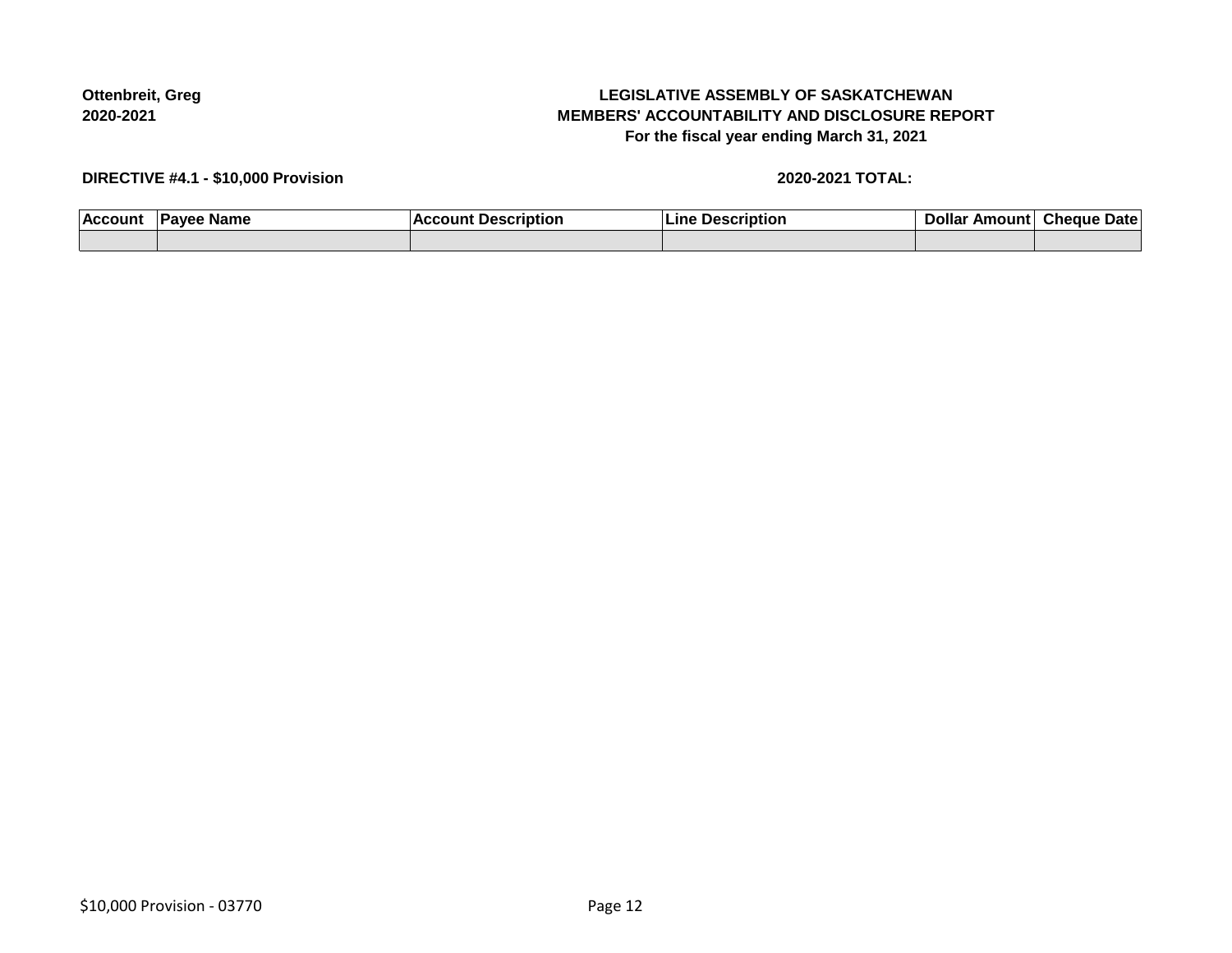**Ottenbreit, Greg**
**2020-2021**

**LEGISLATIVE ASSEMBLY OF SASKATCHEWAN**
**MEMBERS' ACCOUNTABILITY AND DISCLOSURE REPORT**
**For the fiscal year ending March 31, 2021**

**DIRECTIVE #4.1 - $10,000 Provision**

**2020-2021 TOTAL:**

| Account | Payee Name | Account Description | Line Description | Dollar Amount | Cheque Date |
|---|---|---|---|---|---|
| | | | | | |

$10,000 Provision - 03770